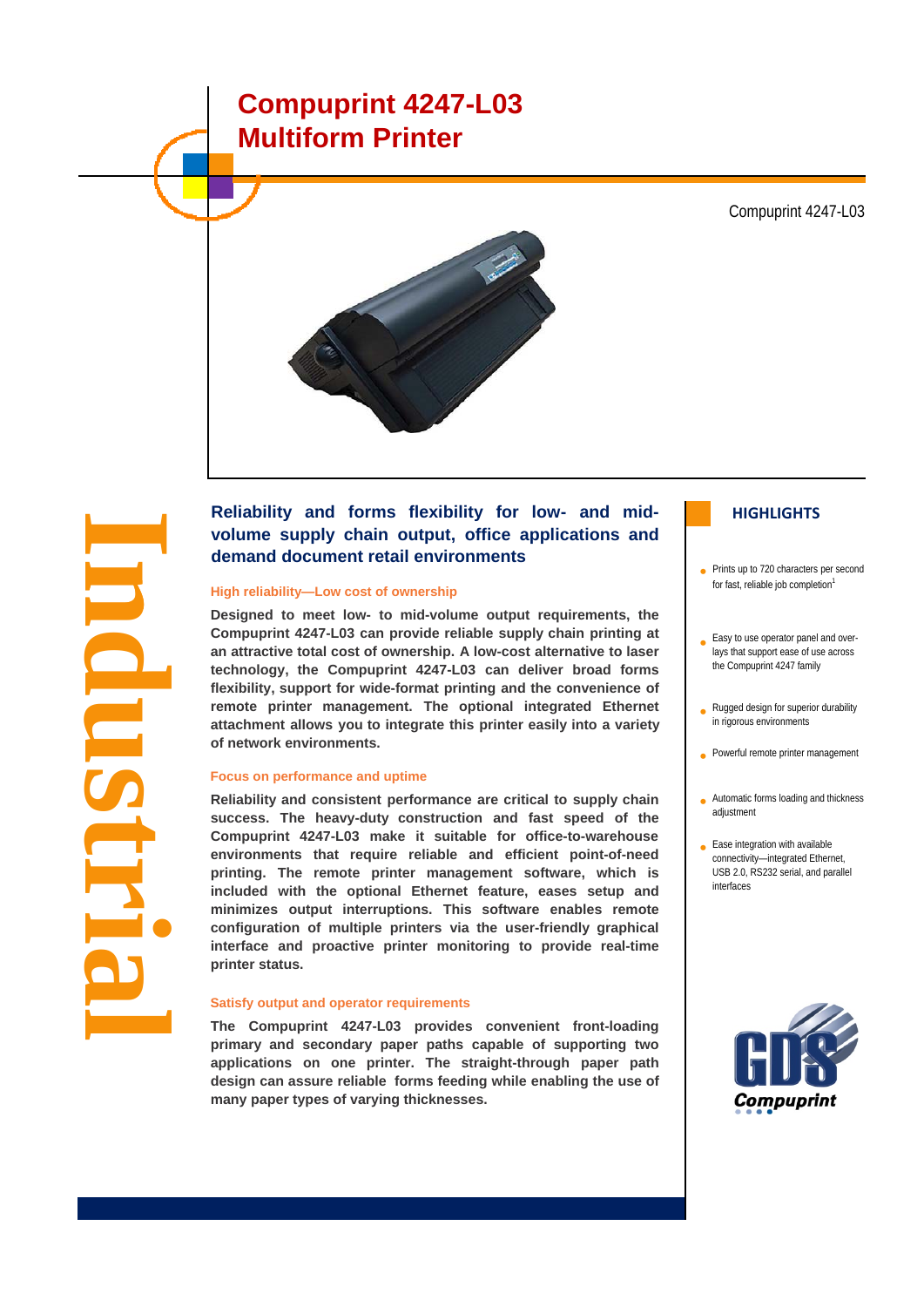# Compuprint 4247-L03 Multiform Printer

Compuprint 4247-L03

Industrial

## Reliability and forms flexibility for low- and mid-volume supply chain output, office applications and demand document retail environments

### High reliability—Low cost of ownership

**Designed to meet low- to mid-volume output requirements, the Compuprint 4247-L03 can provide reliable supply chain printing at an attractive total cost of ownership. A low-cost alternative to laser technology, the Compuprint 4247-L03 can deliver broad forms flexibility, support for wide-format printing and the convenience of remote printer management. The optional integrated Ethernet attachment allows you to integrate this printer easily into a variety of network environments.**

### Focus on performance and uptime

**Reliability and consistent performance are critical to supply chain success. The heavy-duty construction and fast speed of the Compuprint 4247-L03 make it suitable for office-to-warehouse environments that require reliable and efficient point-of-need printing. The remote printer management software, which is included with the optional Ethernet feature, eases setup and minimizes output interruptions. This software enables remote configuration of multiple printers via the user-friendly graphical interface and proactive printer monitoring to provide real-time printer status.**

### Satisfy output and operator requirements

**The Compuprint 4247-L03 provides convenient front-loading primary and secondary paper paths capable of supporting two applications on one printer. The straight-through paper path design can assure reliable forms feeding while enabling the use of many paper types of varying thicknesses.**

## HIGHLIGHTS

- Prints up to 720 characters per second for fast, reliable job completion[1]
- Easy to use operator panel and overlays that support ease of use across the Compuprint 4247 family
- Rugged design for superior durability in rigorous environments
- Powerful remote printer management
- Automatic forms loading and thickness adjustment
- Ease integration with available connectivity—integrated Ethernet, USB 2.0, RS232 serial, and parallel interfaces

GDS Compuprint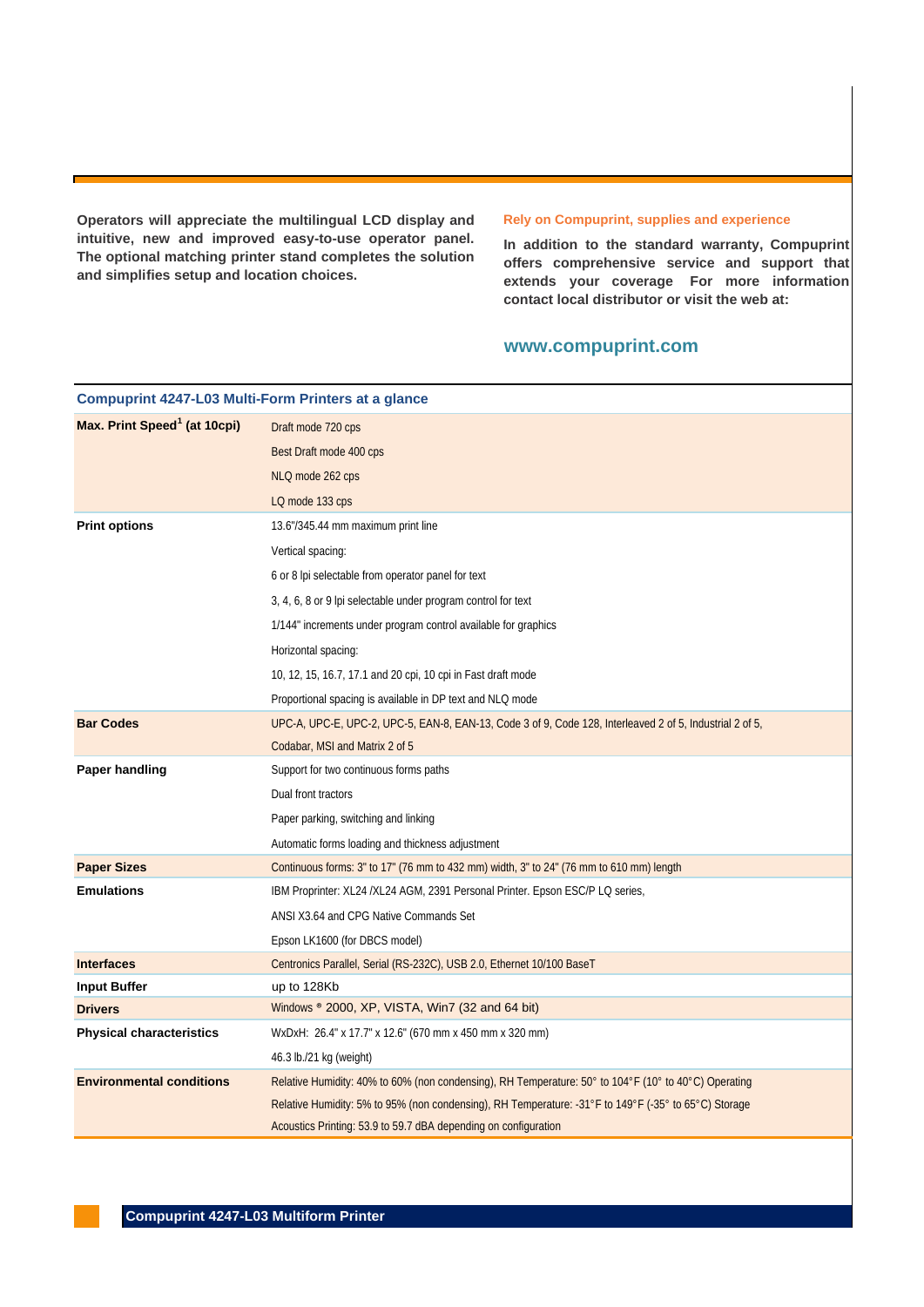**Operators will appreciate the multilingual LCD display and intuitive, new and improved easy-to-use operator panel. The optional matching printer stand completes the solution and simplifies setup and location choices.**

### Rely on Compuprint, supplies and experience

**In addition to the standard warranty, Compuprint offers comprehensive service and support that extends your coverage For more information contact local distributor or visit the web at:**

## www.compuprint.com

### Compuprint 4247-L03 Multi-Form Printers at a glance

| | |
|---|---|
| **Max. Print Speed[1] (at 10cpi)** | Draft mode 720 cps |
| | Best Draft mode 400 cps |
| | NLQ mode 262 cps |
| | LQ mode 133 cps |
| **Print options** | 13.6"/345.44 mm maximum print line |
| | Vertical spacing: |
| | 6 or 8 lpi selectable from operator panel for text |
| | 3, 4, 6, 8 or 9 lpi selectable under program control for text |
| | 1/144" increments under program control available for graphics |
| | Horizontal spacing: |
| | 10, 12, 15, 16.7, 17.1 and 20 cpi, 10 cpi in Fast draft mode |
| | Proportional spacing is available in DP text and NLQ mode |
| **Bar Codes** | UPC-A, UPC-E, UPC-2, UPC-5, EAN-8, EAN-13, Code 3 of 9, Code 128, Interleaved 2 of 5, Industrial 2 of 5, Codabar, MSI and Matrix 2 of 5 |
| **Paper handling** | Support for two continuous forms paths |
| | Dual front tractors |
| | Paper parking, switching and linking |
| | Automatic forms loading and thickness adjustment |
| **Paper Sizes** | Continuous forms: 3" to 17" (76 mm to 432 mm) width, 3" to 24" (76 mm to 610 mm) length |
| **Emulations** | IBM Proprinter: XL24 /XL24 AGM, 2391 Personal Printer. Epson ESC/P LQ series, |
| | ANSI X3.64 and CPG Native Commands Set |
| | Epson LK1600 (for DBCS model) |
| **Interfaces** | Centronics Parallel, Serial (RS-232C), USB 2.0, Ethernet 10/100 BaseT |
| **Input Buffer** | up to 128Kb |
| **Drivers** | Windows ® 2000, XP, VISTA, Win7 (32 and 64 bit) |
| **Physical characteristics** | WxDxH: 26.4" x 17.7" x 12.6" (670 mm x 450 mm x 320 mm) |
| | 46.3 lb./21 kg (weight) |
| **Environmental conditions** | Relative Humidity: 40% to 60% (non condensing), RH Temperature: 50° to 104°F (10° to 40°C) Operating |
| | Relative Humidity: 5% to 95% (non condensing), RH Temperature: -31°F to 149°F (-35° to 65°C) Storage |
| | Acoustics Printing: 53.9 to 59.7 dBA depending on configuration |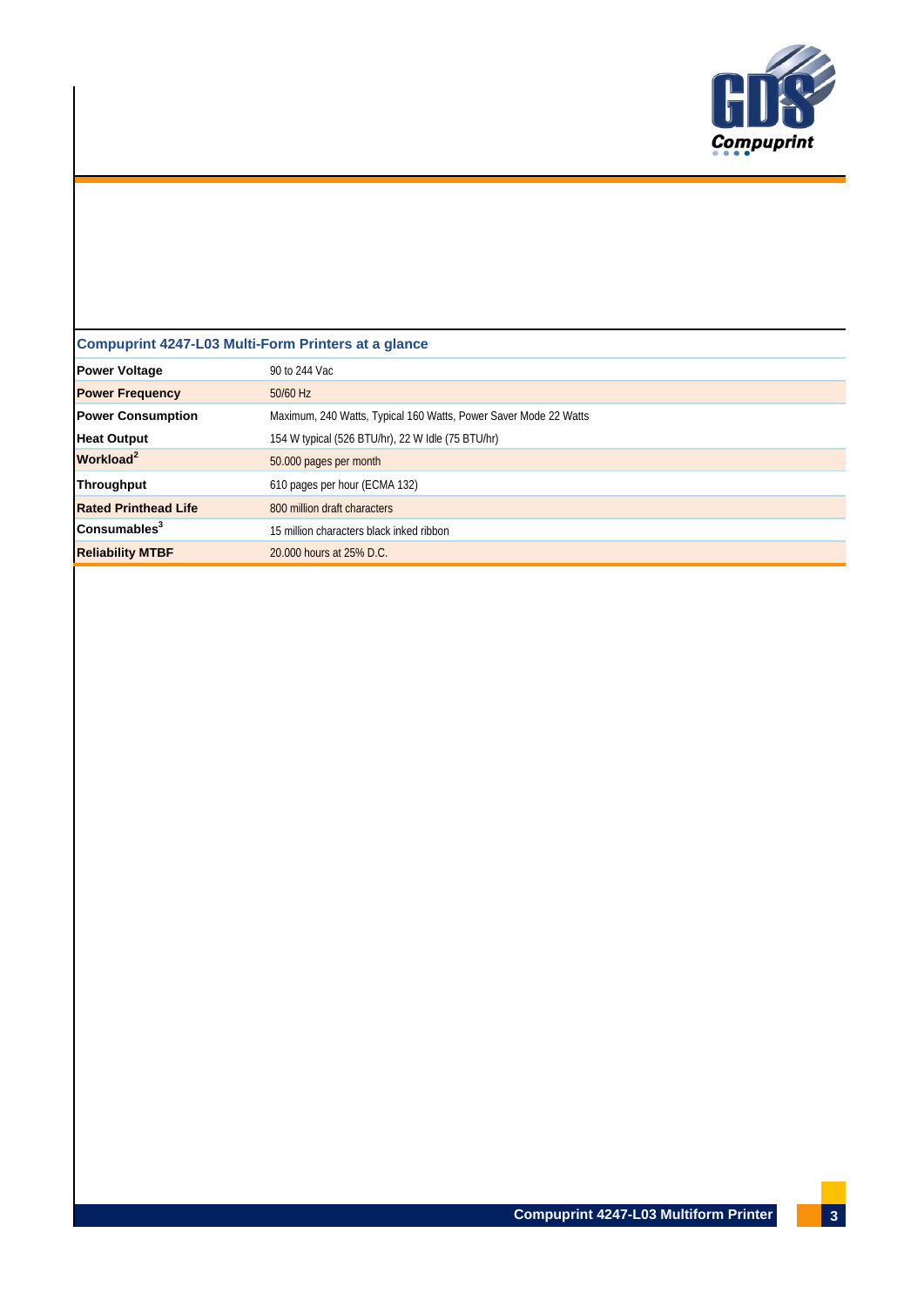## Compuprint 4247-L03 Multi-Form Printers at a glance

| | |
|---|---|
| **Power Voltage** | 90 to 244 Vac |
| **Power Frequency** | 50/60 Hz |
| **Power Consumption** | Maximum, 240 Watts, Typical 160 Watts, Power Saver Mode 22 Watts |
| **Heat Output** | 154 W typical (526 BTU/hr), 22 W Idle (75 BTU/hr) |
| **Workload**[2] | 50.000 pages per month |
| **Throughput** | 610 pages per hour (ECMA 132) |
| **Rated Printhead Life** | 800 million draft characters |
| **Consumables**[3] | 15 million characters black inked ribbon |
| **Reliability MTBF** | 20.000 hours at 25% D.C. |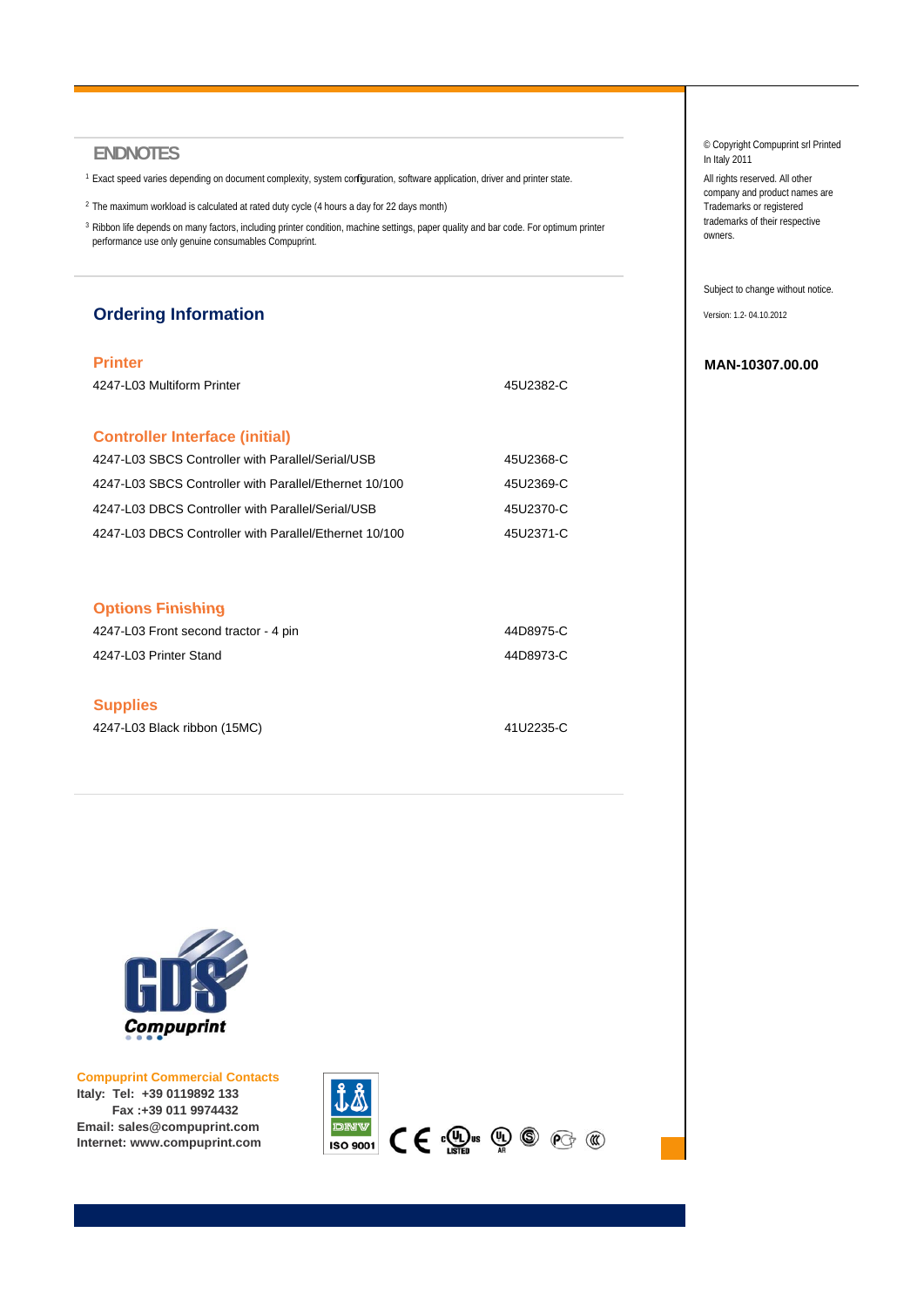## ENDNOTES

[1] Exact speed varies depending on document complexity, system configuration, software application, driver and printer state.

[2] The maximum workload is calculated at rated duty cycle (4 hours a day for 22 days month)

[3] Ribbon life depends on many factors, including printer condition, machine settings, paper quality and bar code. For optimum printer performance use only genuine consumables Compuprint.

## Ordering Information

### Printer

| | |
|---|---|
| 4247-L03 Multiform Printer | 45U2382-C |

### Controller Interface (initial)

| | |
|---|---|
| 4247-L03 SBCS Controller with Parallel/Serial/USB | 45U2368-C |
| 4247-L03 SBCS Controller with Parallel/Ethernet 10/100 | 45U2369-C |
| 4247-L03 DBCS Controller with Parallel/Serial/USB | 45U2370-C |
| 4247-L03 DBCS Controller with Parallel/Ethernet 10/100 | 45U2371-C |

### Options Finishing

| | |
|---|---|
| 4247-L03 Front second tractor - 4 pin | 44D8975-C |
| 4247-L03 Printer Stand | 44D8973-C |

### Supplies

| | |
|---|---|
| 4247-L03 Black ribbon (15MC) | 41U2235-C |

GDS Compuprint

**Compuprint Commercial Contacts**
**Italy: Tel: +39 0119892 133**
**Fax :+39 011 9974432**
**Email: sales@compuprint.com**
**Internet: www.compuprint.com**

DNV ISO 9001

© Copyright Compuprint srl Printed In Italy 2011

All rights reserved. All other company and product names are Trademarks or registered trademarks of their respective owners.

Subject to change without notice.

Version: 1.2- 04.10.2012

**MAN-10307.00.00**